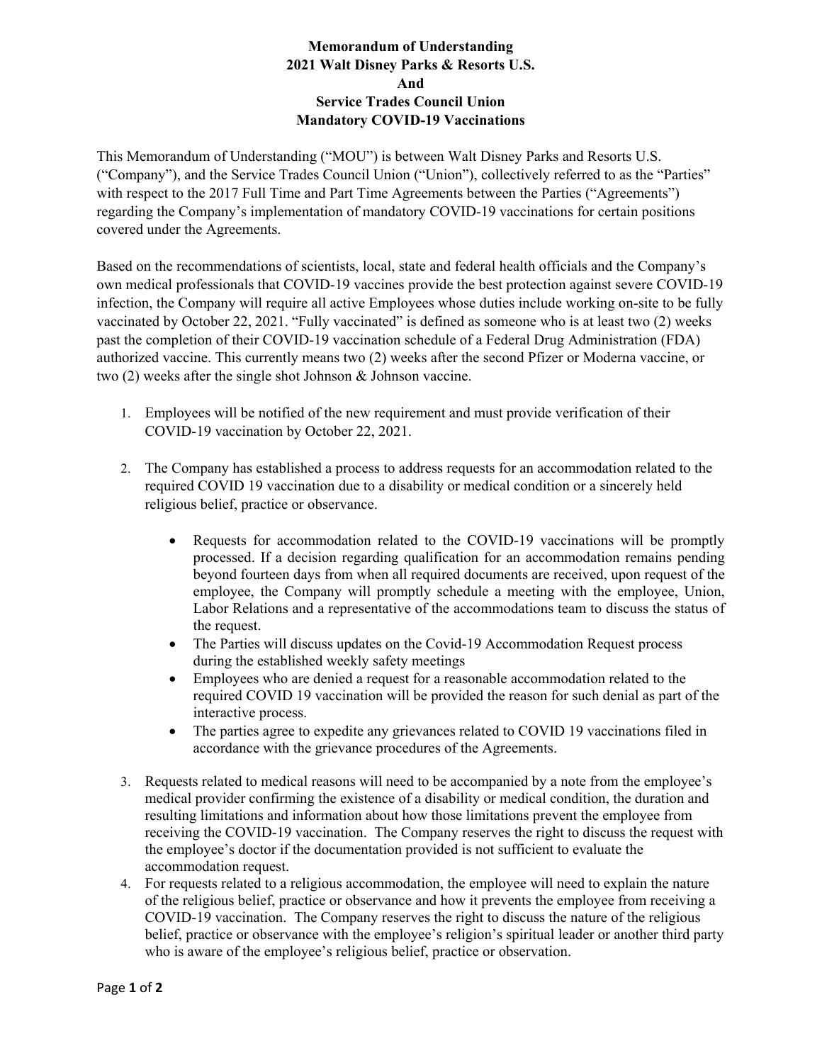# Memorandum of Understanding
# 2021 Walt Disney Parks & Resorts U.S.
# And
# Service Trades Council Union
# Mandatory COVID-19 Vaccinations

This Memorandum of Understanding ("MOU") is between Walt Disney Parks and Resorts U.S. ("Company"), and the Service Trades Council Union ("Union"), collectively referred to as the "Parties" with respect to the 2017 Full Time and Part Time Agreements between the Parties ("Agreements") regarding the Company's implementation of mandatory COVID-19 vaccinations for certain positions covered under the Agreements.

Based on the recommendations of scientists, local, state and federal health officials and the Company's own medical professionals that COVID-19 vaccines provide the best protection against severe COVID-19 infection, the Company will require all active Employees whose duties include working on-site to be fully vaccinated by October 22, 2021. "Fully vaccinated" is defined as someone who is at least two (2) weeks past the completion of their COVID-19 vaccination schedule of a Federal Drug Administration (FDA) authorized vaccine. This currently means two (2) weeks after the second Pfizer or Moderna vaccine, or two (2) weeks after the single shot Johnson & Johnson vaccine.

1. Employees will be notified of the new requirement and must provide verification of their COVID-19 vaccination by October 22, 2021.

2. The Company has established a process to address requests for an accommodation related to the required COVID 19 vaccination due to a disability or medical condition or a sincerely held religious belief, practice or observance.

   - Requests for accommodation related to the COVID-19 vaccinations will be promptly processed. If a decision regarding qualification for an accommodation remains pending beyond fourteen days from when all required documents are received, upon request of the employee, the Company will promptly schedule a meeting with the employee, Union, Labor Relations and a representative of the accommodations team to discuss the status of the request.
   - The Parties will discuss updates on the Covid-19 Accommodation Request process during the established weekly safety meetings
   - Employees who are denied a request for a reasonable accommodation related to the required COVID 19 vaccination will be provided the reason for such denial as part of the interactive process.
   - The parties agree to expedite any grievances related to COVID 19 vaccinations filed in accordance with the grievance procedures of the Agreements.

3. Requests related to medical reasons will need to be accompanied by a note from the employee's medical provider confirming the existence of a disability or medical condition, the duration and resulting limitations and information about how those limitations prevent the employee from receiving the COVID-19 vaccination. The Company reserves the right to discuss the request with the employee's doctor if the documentation provided is not sufficient to evaluate the accommodation request.
4. For requests related to a religious accommodation, the employee will need to explain the nature of the religious belief, practice or observance and how it prevents the employee from receiving a COVID-19 vaccination. The Company reserves the right to discuss the nature of the religious belief, practice or observance with the employee's religion's spiritual leader or another third party who is aware of the employee's religious belief, practice or observation.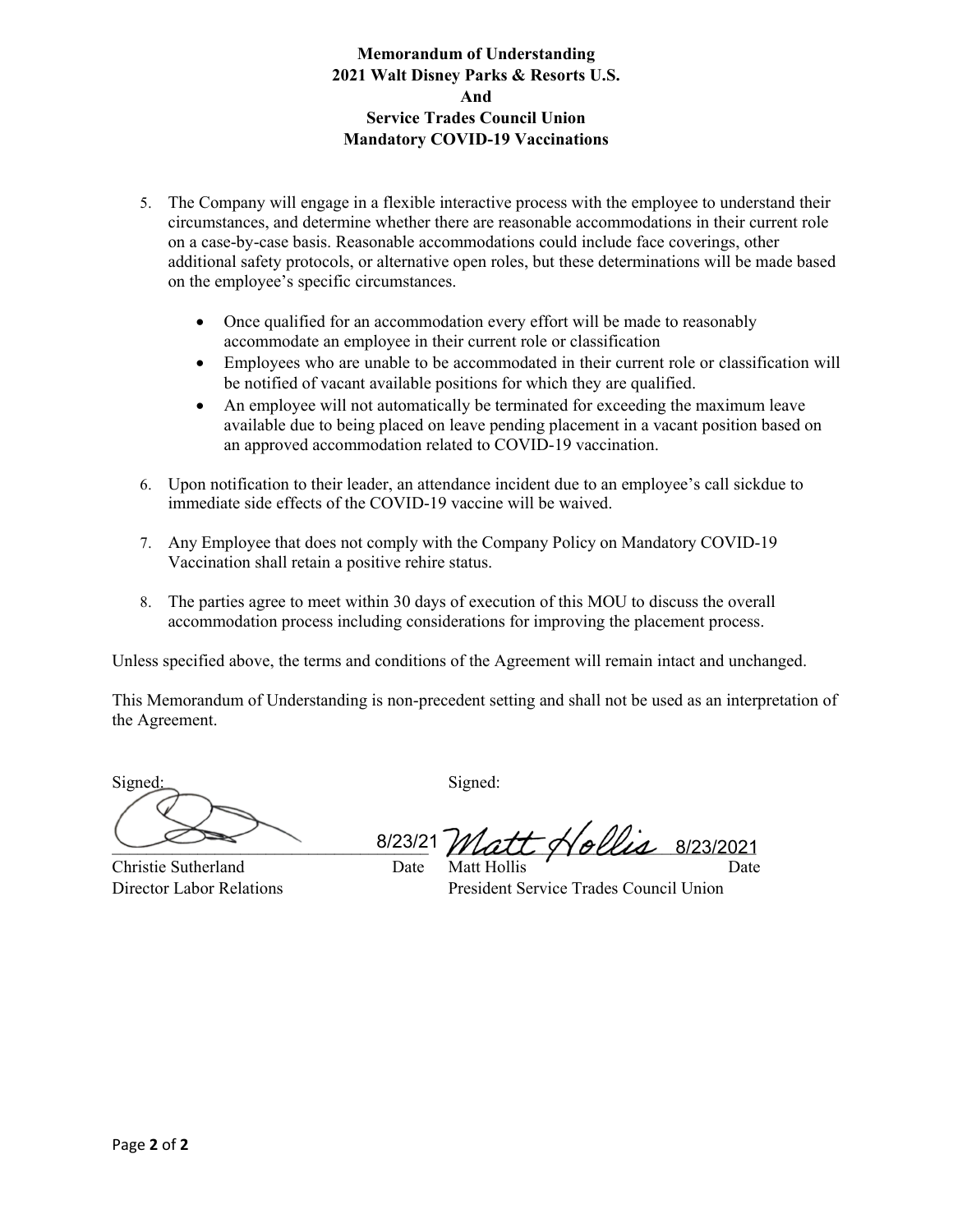**Memorandum of Understanding**
**2021 Walt Disney Parks & Resorts U.S.**
**And**
**Service Trades Council Union**
**Mandatory COVID-19 Vaccinations**

5. The Company will engage in a flexible interactive process with the employee to understand their circumstances, and determine whether there are reasonable accommodations in their current role on a case-by-case basis. Reasonable accommodations could include face coverings, other additional safety protocols, or alternative open roles, but these determinations will be made based on the employee's specific circumstances.

   - Once qualified for an accommodation every effort will be made to reasonably accommodate an employee in their current role or classification
   - Employees who are unable to be accommodated in their current role or classification will be notified of vacant available positions for which they are qualified.
   - An employee will not automatically be terminated for exceeding the maximum leave available due to being placed on leave pending placement in a vacant position based on an approved accommodation related to COVID-19 vaccination.

6. Upon notification to their leader, an attendance incident due to an employee's call sickdue to immediate side effects of the COVID-19 vaccine will be waived.

7. Any Employee that does not comply with the Company Policy on Mandatory COVID-19 Vaccination shall retain a positive rehire status.

8. The parties agree to meet within 30 days of execution of this MOU to discuss the overall accommodation process including considerations for improving the placement process.

Unless specified above, the terms and conditions of the Agreement will remain intact and unchanged.

This Memorandum of Understanding is non-precedent setting and shall not be used as an interpretation of the Agreement.

Signed: 8/23/21
Christie Sutherland — Date
Director Labor Relations

Signed: Matt Hollis 8/23/2021
Matt Hollis — Date
President Service Trades Council Union